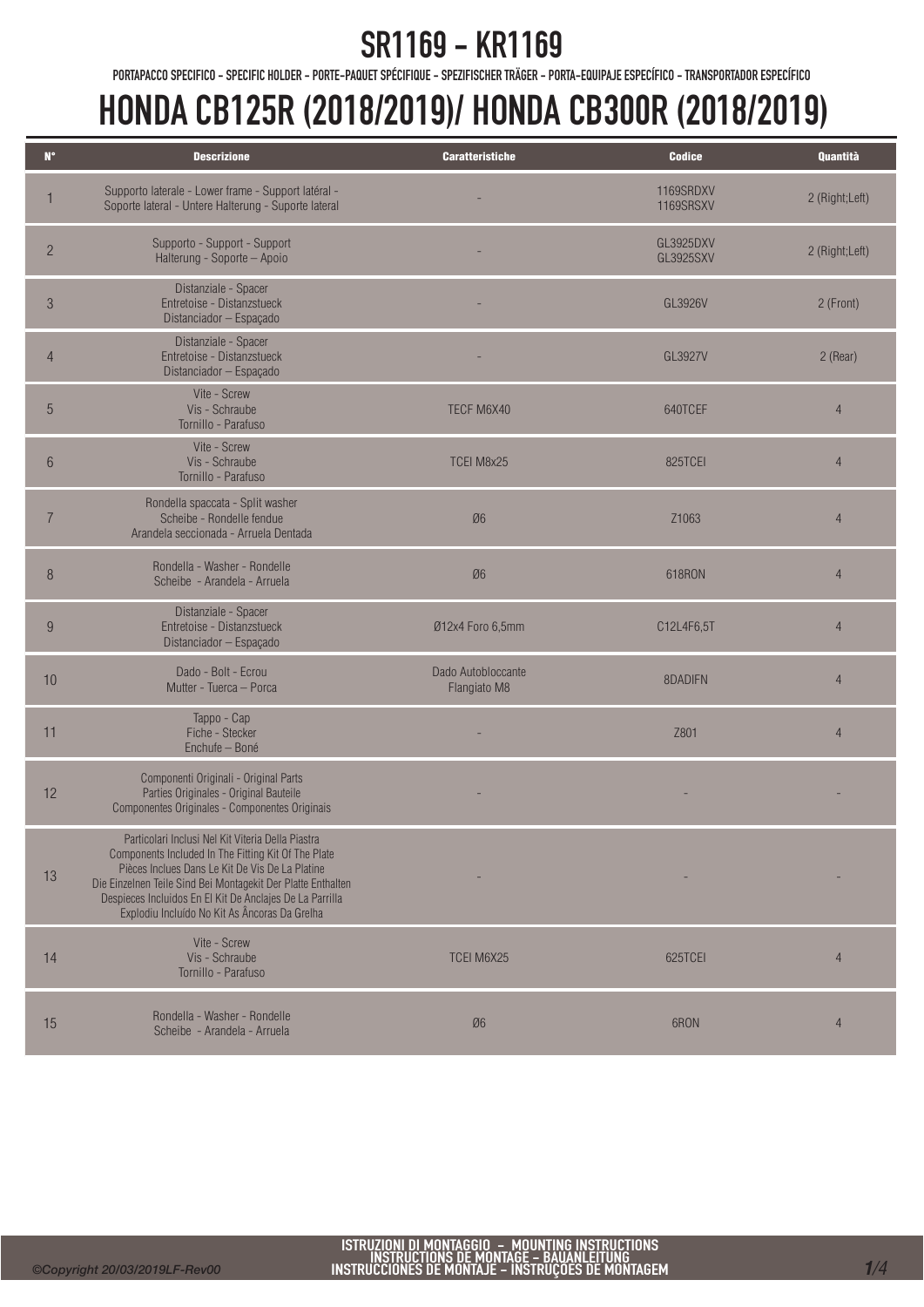# SR1169 - KR1169

PORTAPACCO SPECIFICO - SPECIFIC HOLDER - PORTE-PAQUET SPÉCIFIQUE - SPEZIFISCHER TRÄGER - PORTA-EQUIPAJE ESPECÍFICO - TRANSPORTADOR ESPECÍFICO

# HONDA CB125R (2018/2019)/ HONDA CB300R (2018/2019)

| N° | Descrizione | Caratteristiche | Codice | Quantità |
|---|---|---|---|---|
| 1 | Supporto laterale - Lower frame - Support latéral - Soporte lateral - Untere Halterung - Suporte lateral | - | 1169SRDXV 1169SRSXV | 2 (Right;Left) |
| 2 | Supporto - Support - Support Halterung - Soporte – Apoio | - | GL3925DXV GL3925SXV | 2 (Right;Left) |
| 3 | Distanziale - Spacer Entretoise - Distanzstueck Distanciador – Espaçado | - | GL3926V | 2 (Front) |
| 4 | Distanziale - Spacer Entretoise - Distanzstueck Distanciador – Espaçado | - | GL3927V | 2 (Rear) |
| 5 | Vite - Screw Vis - Schraube Tornillo - Parafuso | TECF M6X40 | 640TCEF | 4 |
| 6 | Vite - Screw Vis - Schraube Tornillo - Parafuso | TCEI M8x25 | 825TCEI | 4 |
| 7 | Rondella spaccata - Split washer Scheibe - Rondelle fendue Arandela seccionada - Arruela Dentada | Ø6 | Z1063 | 4 |
| 8 | Rondella - Washer - Rondelle Scheibe - Arandela - Arruela | Ø6 | 618RON | 4 |
| 9 | Distanziale - Spacer Entretoise - Distanzstueck Distanciador – Espaçado | Ø12x4 Foro 6,5mm | C12L4F6,5T | 4 |
| 10 | Dado - Bolt - Ecrou Mutter - Tuerca – Porca | Dado Autobloccante Flangiato M8 | 8DADIFN | 4 |
| 11 | Tappo - Cap Fiche - Stecker Enchufe – Boné | - | Z801 | 4 |
| 12 | Componenti Originali - Original Parts Parties Originales - Original Bauteile Componentes Originales - Componentes Originais | - | - | - |
| 13 | Particolari Inclusi Nel Kit Viteria Della Piastra Components Included In The Fitting Kit Of The Plate Pièces Inclues Dans Le Kit De Vis De La Platine Die Einzelnen Teile Sind Bei Montagekit Der Platte Enthalten Despieces Incluidos En El Kit De Anclajes De La Parrilla Explodiu Incluído No Kit As Âncoras Da Grelha | - | - | - |
| 14 | Vite - Screw Vis - Schraube Tornillo - Parafuso | TCEI M6X25 | 625TCEI | 4 |
| 15 | Rondella - Washer - Rondelle Scheibe - Arandela - Arruela | Ø6 | 6RON | 4 |

ISTRUZIONI DI MONTAGGIO – MOUNTING INSTRUCTIONS
INSTRUCTIONS DE MONTAGE – BAUANLEITUNG
INSTRUCCIONES DE MONTAJE – INSTRUÇÕES DE MONTAGEM

©Copyright 20/03/2019LF-Rev00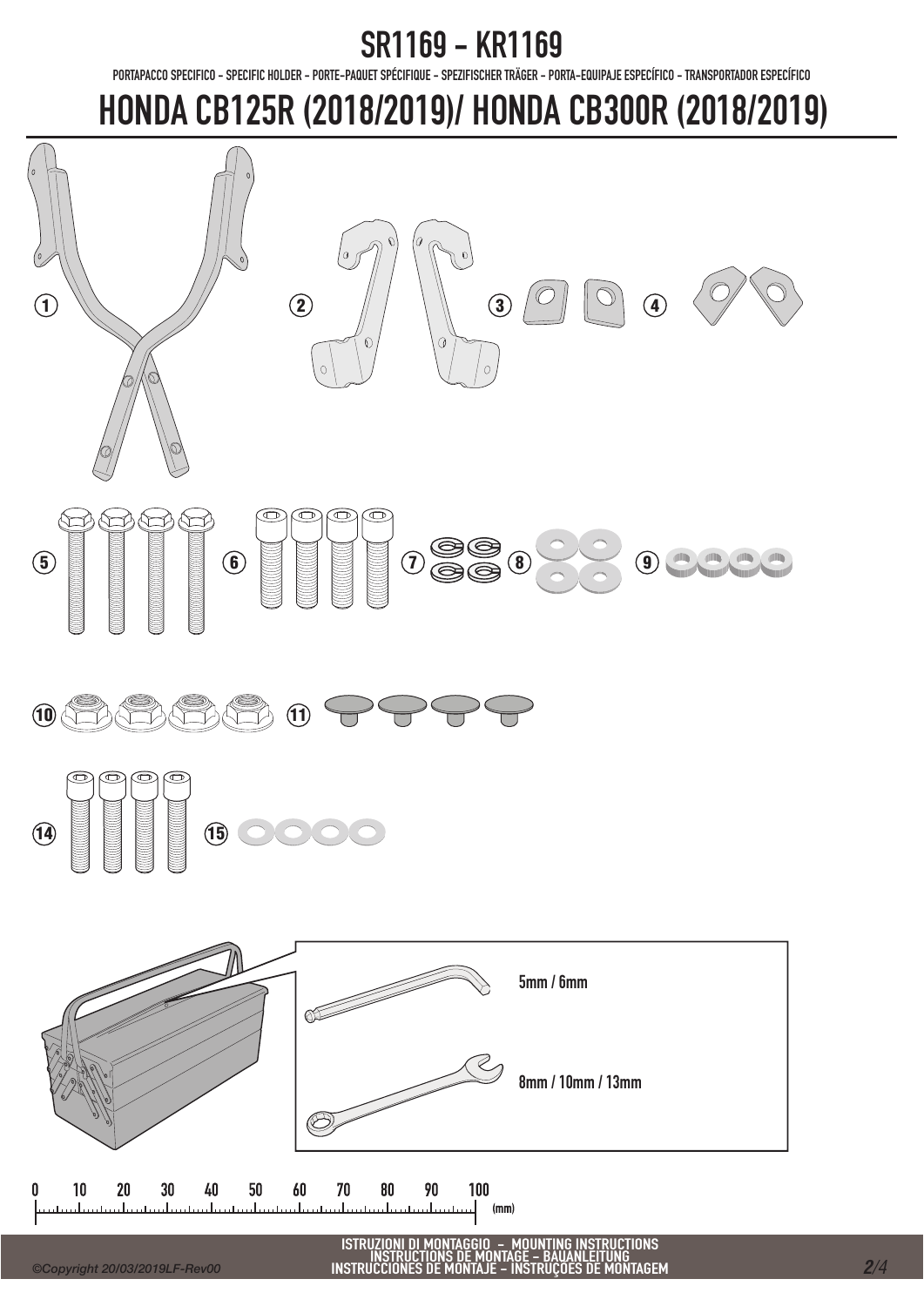# SR1169 - KR1169

PORTAPACCO SPECIFICO - SPECIFIC HOLDER - PORTE-PAQUET SPÉCIFIQUE - SPEZIFISCHER TRÄGER - PORTA-EQUIPAJE ESPECÍFICO - TRANSPORTADOR ESPECÍFICO

# HONDA CB125R (2018/2019)/ HONDA CB300R (2018/2019)

1 2 3 4

5 6 7 8 9

10 11

14 15

5mm / 6mm

8mm / 10mm / 13mm

0 10 20 30 40 50 60 70 80 90 100 (mm)

ISTRUZIONI DI MONTAGGIO - MOUNTING INSTRUCTIONS
INSTRUCTIONS DE MONTAGE - BAUANLEITUNG
INSTRUCCIONES DE MONTAJE - INSTRUÇÕES DE MONTAGEM

©Copyright 20/03/2019LF-Rev00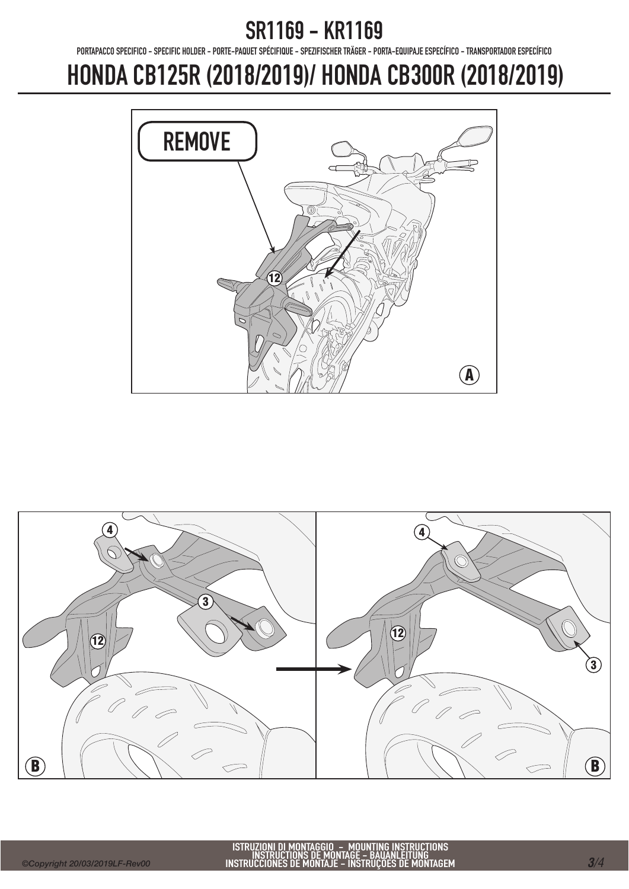# SR1169 - KR1169

PORTAPACCO SPECIFICO - SPECIFIC HOLDER - PORTE-PAQUET SPÉCIFIQUE - SPEZIFISCHER TRÄGER - PORTA-EQUIPAJE ESPECÍFICO - TRANSPORTADOR ESPECÍFICO

# HONDA CB125R (2018/2019)/ HONDA CB300R (2018/2019)

REMOVE

12

A

4

3

12

B

4

12

3

B

ISTRUZIONI DI MONTAGGIO - MOUNTING INSTRUCTIONS
INSTRUCTIONS DE MONTAGE - BAUANLEITUNG
INSTRUCCIONES DE MONTAJE - INSTRUÇOES DE MONTAGEM

*©Copyright 20/03/2019LF-Rev00*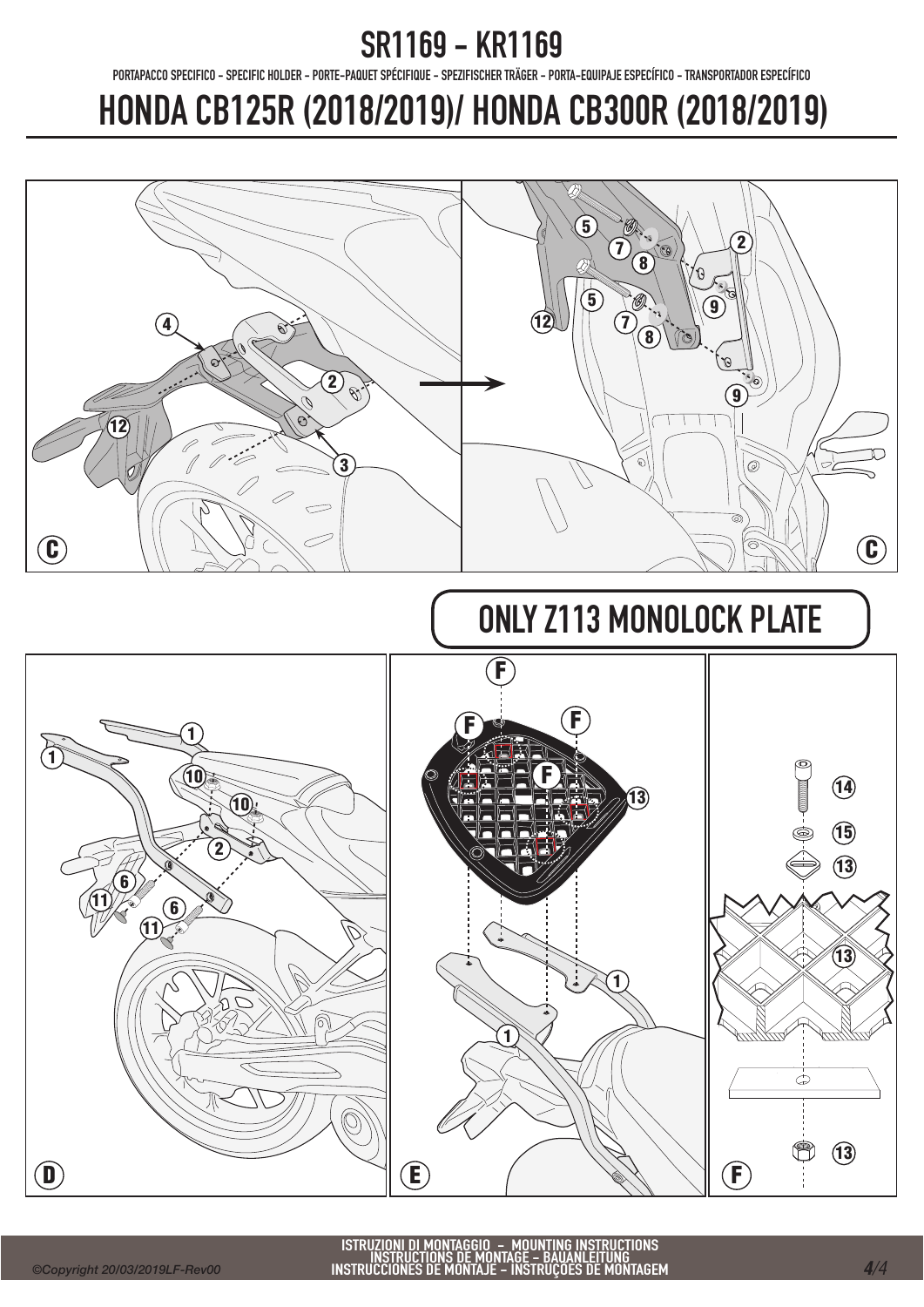# SR1169 - KR1169

PORTAPACCO SPECIFICO - SPECIFIC HOLDER - PORTE-PAQUET SPÉCIFIQUE - SPEZIFISCHER TRÄGER - PORTA-EQUIPAJE ESPECÍFICO - TRANSPORTADOR ESPECÍFICO

# HONDA CB125R (2018/2019)/ HONDA CB300R (2018/2019)

4
2
12
3
C
5
7
8
2
5
12
7
8
9
9
C

## ONLY Z113 MONOLOCK PLATE

1
1
10
10
2
6
11
6
11
D

F
F
F
F
13
1
1
E

14
15
13
13
13
F

ISTRUZIONI DI MONTAGGIO - MOUNTING INSTRUCTIONS
INSTRUCTIONS DE MONTAGE - BAUANLEITUNG
INSTRUCCIONES DE MONTAJE - INSTRUÇÕES DE MONTAGEM

*©Copyright 20/03/2019LF-Rev00*